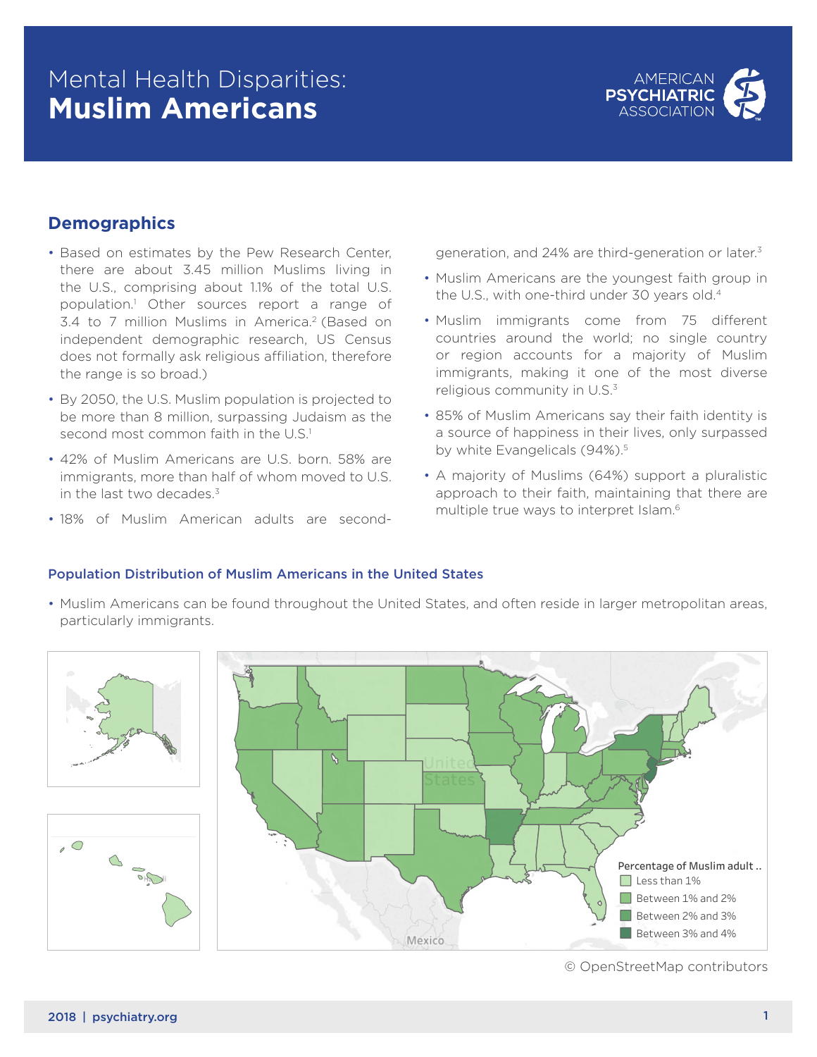# Mental Health Disparities: **Muslim Americans**

AMERICAN PSYCHIATRIC ASSOCIATION

## Demographics

- Based on estimates by the Pew Research Center, there are about 3.45 million Muslims living in the U.S., comprising about 1.1% of the total U.S. population.[1] Other sources report a range of 3.4 to 7 million Muslims in America.[2] (Based on independent demographic research, US Census does not formally ask religious affiliation, therefore the range is so broad.)
- By 2050, the U.S. Muslim population is projected to be more than 8 million, surpassing Judaism as the second most common faith in the U.S.[1]
- 42% of Muslim Americans are U.S. born. 58% are immigrants, more than half of whom moved to U.S. in the last two decades.[3]
- 18% of Muslim American adults are second-generation, and 24% are third-generation or later.[3]
- Muslim Americans are the youngest faith group in the U.S., with one-third under 30 years old.[4]
- Muslim immigrants come from 75 different countries around the world; no single country or region accounts for a majority of Muslim immigrants, making it one of the most diverse religious community in U.S.[3]
- 85% of Muslim Americans say their faith identity is a source of happiness in their lives, only surpassed by white Evangelicals (94%).[5]
- A majority of Muslims (64%) support a pluralistic approach to their faith, maintaining that there are multiple true ways to interpret Islam.[6]

### Population Distribution of Muslim Americans in the United States

- Muslim Americans can be found throughout the United States, and often reside in larger metropolitan areas, particularly immigrants.

Percentage of Muslim adult ..
- Less than 1%
- Between 1% and 2%
- Between 2% and 3%
- Between 3% and 4%

© OpenStreetMap contributors

2018 | psychiatry.org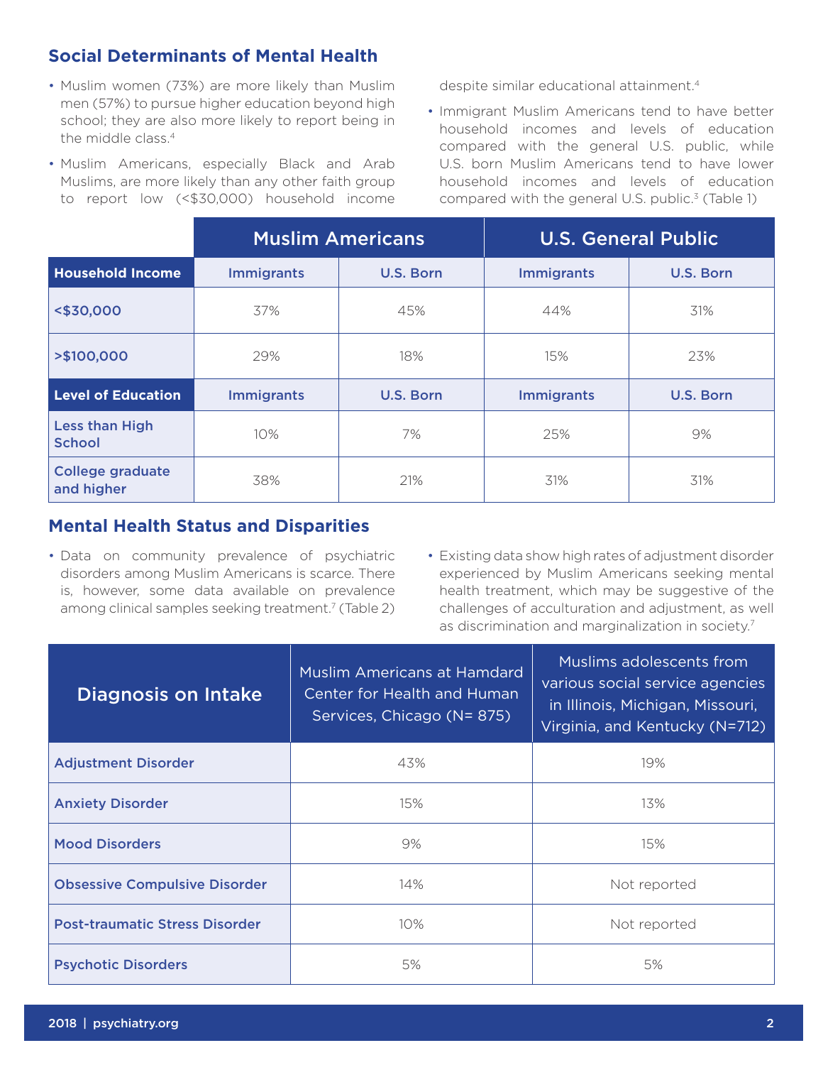## Social Determinants of Mental Health

- Muslim women (73%) are more likely than Muslim men (57%) to pursue higher education beyond high school; they are also more likely to report being in the middle class.[4]
- Muslim Americans, especially Black and Arab Muslims, are more likely than any other faith group to report low (<$30,000) household income despite similar educational attainment.[4]
- Immigrant Muslim Americans tend to have better household incomes and levels of education compared with the general U.S. public, while U.S. born Muslim Americans tend to have lower household incomes and levels of education compared with the general U.S. public.[3] (Table 1)

| | Muslim Americans | | U.S. General Public | |
|---|---|---|---|---|
| **Household Income** | Immigrants | U.S. Born | Immigrants | U.S. Born |
| <$30,000 | 37% | 45% | 44% | 31% |
| >$100,000 | 29% | 18% | 15% | 23% |
| **Level of Education** | Immigrants | U.S. Born | Immigrants | U.S. Born |
| Less than High School | 10% | 7% | 25% | 9% |
| College graduate and higher | 38% | 21% | 31% | 31% |

## Mental Health Status and Disparities

- Data on community prevalence of psychiatric disorders among Muslim Americans is scarce. There is, however, some data available on prevalence among clinical samples seeking treatment.[7] (Table 2)
- Existing data show high rates of adjustment disorder experienced by Muslim Americans seeking mental health treatment, which may be suggestive of the challenges of acculturation and adjustment, as well as discrimination and marginalization in society.[7]

| Diagnosis on Intake | Muslim Americans at Hamdard Center for Health and Human Services, Chicago (N= 875) | Muslims adolescents from various social service agencies in Illinois, Michigan, Missouri, Virginia, and Kentucky (N=712) |
|---|---|---|
| Adjustment Disorder | 43% | 19% |
| Anxiety Disorder | 15% | 13% |
| Mood Disorders | 9% | 15% |
| Obsessive Compulsive Disorder | 14% | Not reported |
| Post-traumatic Stress Disorder | 10% | Not reported |
| Psychotic Disorders | 5% | 5% |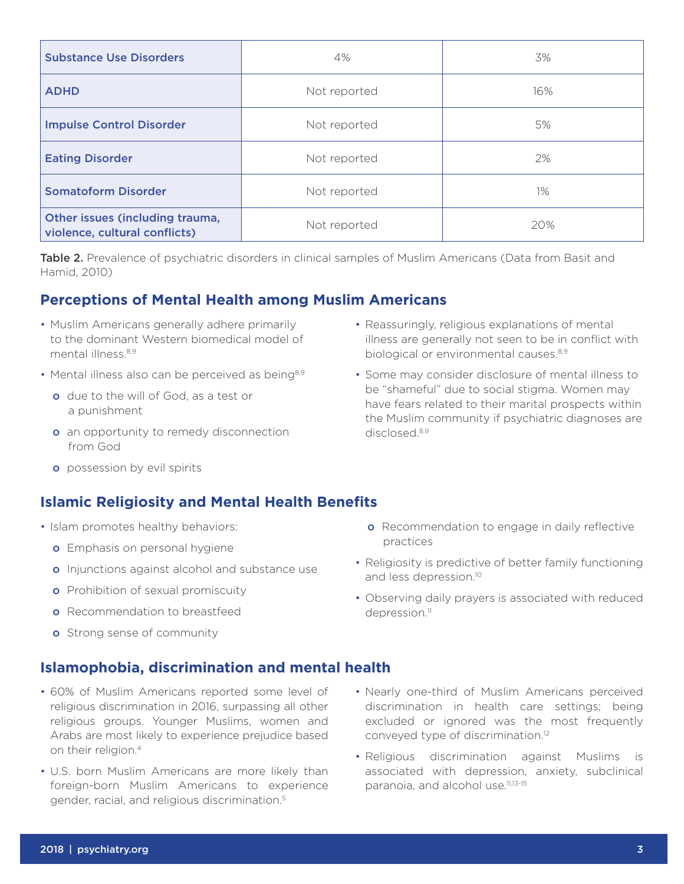| | | |
|---|---|---|
| Substance Use Disorders | 4% | 3% |
| ADHD | Not reported | 16% |
| Impulse Control Disorder | Not reported | 5% |
| Eating Disorder | Not reported | 2% |
| Somatoform Disorder | Not reported | 1% |
| Other issues (including trauma, violence, cultural conflicts) | Not reported | 20% |

**Table 2.** Prevalence of psychiatric disorders in clinical samples of Muslim Americans (Data from Basit and Hamid, 2010)

## Perceptions of Mental Health among Muslim Americans

- Muslim Americans generally adhere primarily to the dominant Western biomedical model of mental illness.[8,9]
- Mental illness also can be perceived as being[8,9]
  - due to the will of God, as a test or a punishment
  - an opportunity to remedy disconnection from God
  - possession by evil spirits
- Reassuringly, religious explanations of mental illness are generally not seen to be in conflict with biological or environmental causes.[8,9]
- Some may consider disclosure of mental illness to be "shameful" due to social stigma. Women may have fears related to their marital prospects within the Muslim community if psychiatric diagnoses are disclosed.[8,9]

## Islamic Religiosity and Mental Health Benefits

- Islam promotes healthy behaviors:
  - Emphasis on personal hygiene
  - Injunctions against alcohol and substance use
  - Prohibition of sexual promiscuity
  - Recommendation to breastfeed
  - Strong sense of community
  - Recommendation to engage in daily reflective practices
- Religiosity is predictive of better family functioning and less depression.[10]
- Observing daily prayers is associated with reduced depression.[11]

## Islamophobia, discrimination and mental health

- 60% of Muslim Americans reported some level of religious discrimination in 2016, surpassing all other religious groups. Younger Muslims, women and Arabs are most likely to experience prejudice based on their religion.[4]
- U.S. born Muslim Americans are more likely than foreign-born Muslim Americans to experience gender, racial, and religious discrimination.[5]
- Nearly one-third of Muslim Americans perceived discrimination in health care settings; being excluded or ignored was the most frequently conveyed type of discrimination.[12]
- Religious discrimination against Muslims is associated with depression, anxiety, subclinical paranoia, and alcohol use.[11,13-15]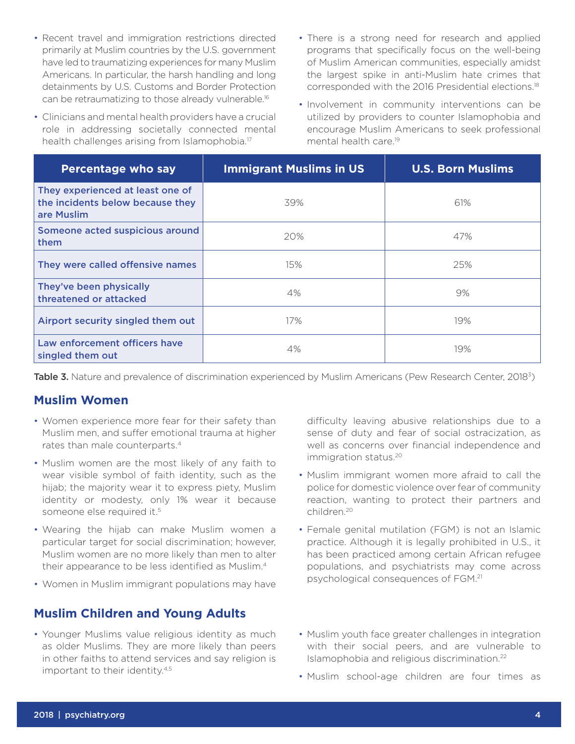- Recent travel and immigration restrictions directed primarily at Muslim countries by the U.S. government have led to traumatizing experiences for many Muslim Americans. In particular, the harsh handling and long detainments by U.S. Customs and Border Protection can be retraumatizing to those already vulnerable.[16]
- Clinicians and mental health providers have a crucial role in addressing societally connected mental health challenges arising from Islamophobia.[17]
- There is a strong need for research and applied programs that specifically focus on the well-being of Muslim American communities, especially amidst the largest spike in anti-Muslim hate crimes that corresponded with the 2016 Presidential elections.[18]
- Involvement in community interventions can be utilized by providers to counter Islamophobia and encourage Muslim Americans to seek professional mental health care.[19]

| Percentage who say | Immigrant Muslims in US | U.S. Born Muslims |
|---|---|---|
| They experienced at least one of the incidents below because they are Muslim | 39% | 61% |
| Someone acted suspicious around them | 20% | 47% |
| They were called offensive names | 15% | 25% |
| They've been physically threatened or attacked | 4% | 9% |
| Airport security singled them out | 17% | 19% |
| Law enforcement officers have singled them out | 4% | 19% |

**Table 3.** Nature and prevalence of discrimination experienced by Muslim Americans (Pew Research Center, 2018[3])

## Muslim Women

- Women experience more fear for their safety than Muslim men, and suffer emotional trauma at higher rates than male counterparts.[4]
- Muslim women are the most likely of any faith to wear visible symbol of faith identity, such as the hijab; the majority wear it to express piety, Muslim identity or modesty, only 1% wear it because someone else required it.[5]
- Wearing the hijab can make Muslim women a particular target for social discrimination; however, Muslim women are no more likely than men to alter their appearance to be less identified as Muslim.[4]
- Women in Muslim immigrant populations may have difficulty leaving abusive relationships due to a sense of duty and fear of social ostracization, as well as concerns over financial independence and immigration status.[20]
- Muslim immigrant women more afraid to call the police for domestic violence over fear of community reaction, wanting to protect their partners and children.[20]
- Female genital mutilation (FGM) is not an Islamic practice. Although it is legally prohibited in U.S., it has been practiced among certain African refugee populations, and psychiatrists may come across psychological consequences of FGM.[21]

## Muslim Children and Young Adults

- Younger Muslims value religious identity as much as older Muslims. They are more likely than peers in other faiths to attend services and say religion is important to their identity.[4,5]
- Muslim youth face greater challenges in integration with their social peers, and are vulnerable to Islamophobia and religious discrimination.[22]
- Muslim school-age children are four times as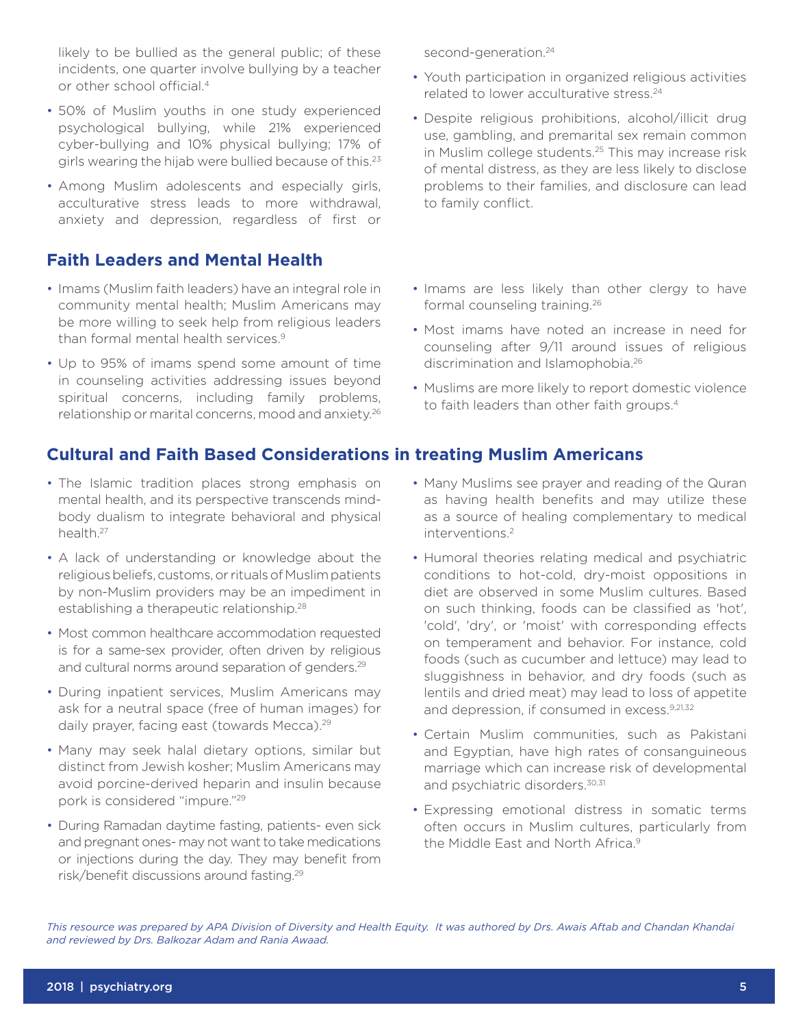likely to be bullied as the general public; of these incidents, one quarter involve bullying by a teacher or other school official.[4]

- 50% of Muslim youths in one study experienced psychological bullying, while 21% experienced cyber-bullying and 10% physical bullying; 17% of girls wearing the hijab were bullied because of this.[23]
- Among Muslim adolescents and especially girls, acculturative stress leads to more withdrawal, anxiety and depression, regardless of first or second-generation.[24]
- Youth participation in organized religious activities related to lower acculturative stress.[24]
- Despite religious prohibitions, alcohol/illicit drug use, gambling, and premarital sex remain common in Muslim college students.[25] This may increase risk of mental distress, as they are less likely to disclose problems to their families, and disclosure can lead to family conflict.

## Faith Leaders and Mental Health

- Imams (Muslim faith leaders) have an integral role in community mental health; Muslim Americans may be more willing to seek help from religious leaders than formal mental health services.[9]
- Up to 95% of imams spend some amount of time in counseling activities addressing issues beyond spiritual concerns, including family problems, relationship or marital concerns, mood and anxiety.[26]
- Imams are less likely than other clergy to have formal counseling training.[26]
- Most imams have noted an increase in need for counseling after 9/11 around issues of religious discrimination and Islamophobia.[26]
- Muslims are more likely to report domestic violence to faith leaders than other faith groups.[4]

## Cultural and Faith Based Considerations in treating Muslim Americans

- The Islamic tradition places strong emphasis on mental health, and its perspective transcends mind-body dualism to integrate behavioral and physical health.[27]
- A lack of understanding or knowledge about the religious beliefs, customs, or rituals of Muslim patients by non-Muslim providers may be an impediment in establishing a therapeutic relationship.[28]
- Most common healthcare accommodation requested is for a same-sex provider, often driven by religious and cultural norms around separation of genders.[29]
- During inpatient services, Muslim Americans may ask for a neutral space (free of human images) for daily prayer, facing east (towards Mecca).[29]
- Many may seek halal dietary options, similar but distinct from Jewish kosher; Muslim Americans may avoid porcine-derived heparin and insulin because pork is considered "impure."[29]
- During Ramadan daytime fasting, patients- even sick and pregnant ones- may not want to take medications or injections during the day. They may benefit from risk/benefit discussions around fasting.[29]
- Many Muslims see prayer and reading of the Quran as having health benefits and may utilize these as a source of healing complementary to medical interventions.[2]
- Humoral theories relating medical and psychiatric conditions to hot-cold, dry-moist oppositions in diet are observed in some Muslim cultures. Based on such thinking, foods can be classified as 'hot', 'cold', 'dry', or 'moist' with corresponding effects on temperament and behavior. For instance, cold foods (such as cucumber and lettuce) may lead to sluggishness in behavior, and dry foods (such as lentils and dried meat) may lead to loss of appetite and depression, if consumed in excess.[9,21,32]
- Certain Muslim communities, such as Pakistani and Egyptian, have high rates of consanguineous marriage which can increase risk of developmental and psychiatric disorders.[30,31]
- Expressing emotional distress in somatic terms often occurs in Muslim cultures, particularly from the Middle East and North Africa.[9]

*This resource was prepared by APA Division of Diversity and Health Equity. It was authored by Drs. Awais Aftab and Chandan Khandai and reviewed by Drs. Balkozar Adam and Rania Awaad.*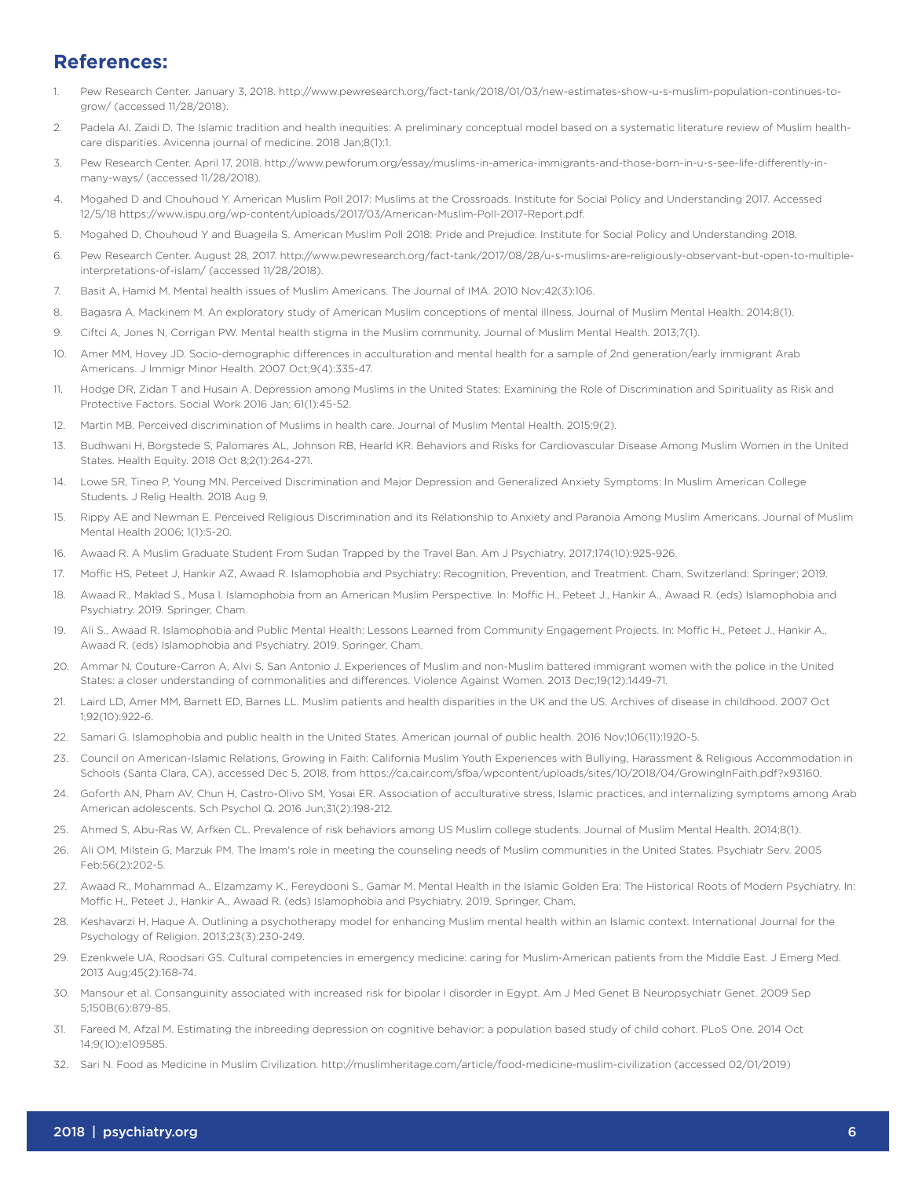## References:

1. Pew Research Center. January 3, 2018. http://www.pewresearch.org/fact-tank/2018/01/03/new-estimates-show-u-s-muslim-population-continues-to-grow/ (accessed 11/28/2018).
2. Padela AI, Zaidi D. The Islamic tradition and health inequities: A preliminary conceptual model based on a systematic literature review of Muslim health-care disparities. Avicenna journal of medicine. 2018 Jan;8(1):1.
3. Pew Research Center. April 17, 2018. http://www.pewforum.org/essay/muslims-in-america-immigrants-and-those-born-in-u-s-see-life-differently-in-many-ways/ (accessed 11/28/2018).
4. Mogahed D and Chouhoud Y. American Muslim Poll 2017: Muslims at the Crossroads. Institute for Social Policy and Understanding 2017. Accessed 12/5/18 https://www.ispu.org/wp-content/uploads/2017/03/American-Muslim-Poll-2017-Report.pdf.
5. Mogahed D, Chouhoud Y and Buageila S. American Muslim Poll 2018: Pride and Prejudice. Institute for Social Policy and Understanding 2018.
6. Pew Research Center. August 28, 2017. http://www.pewresearch.org/fact-tank/2017/08/28/u-s-muslims-are-religiously-observant-but-open-to-multiple-interpretations-of-islam/ (accessed 11/28/2018).
7. Basit A, Hamid M. Mental health issues of Muslim Americans. The Journal of IMA. 2010 Nov;42(3):106.
8. Bagasra A, Mackinem M. An exploratory study of American Muslim conceptions of mental illness. Journal of Muslim Mental Health. 2014;8(1).
9. Ciftci A, Jones N, Corrigan PW. Mental health stigma in the Muslim community. Journal of Muslim Mental Health. 2013;7(1).
10. Amer MM, Hovey JD. Socio-demographic differences in acculturation and mental health for a sample of 2nd generation/early immigrant Arab Americans. J Immigr Minor Health. 2007 Oct;9(4):335-47.
11. Hodge DR, Zidan T and Husain A. Depression among Muslims in the United States: Examining the Role of Discrimination and Spirituality as Risk and Protective Factors. Social Work 2016 Jan; 61(1):45-52.
12. Martin MB. Perceived discrimination of Muslims in health care. Journal of Muslim Mental Health. 2015;9(2).
13. Budhwani H, Borgstede S, Palomares AL, Johnson RB, Hearld KR. Behaviors and Risks for Cardiovascular Disease Among Muslim Women in the United States. Health Equity. 2018 Oct 8;2(1):264-271.
14. Lowe SR, Tineo P, Young MN. Perceived Discrimination and Major Depression and Generalized Anxiety Symptoms: In Muslim American College Students. J Relig Health. 2018 Aug 9.
15. Rippy AE and Newman E. Perceived Religious Discrimination and its Relationship to Anxiety and Paranoia Among Muslim Americans. Journal of Muslim Mental Health 2006; 1(1):5-20.
16. Awaad R. A Muslim Graduate Student From Sudan Trapped by the Travel Ban. Am J Psychiatry. 2017;174(10):925-926.
17. Moffic HS, Peteet J, Hankir AZ, Awaad R. Islamophobia and Psychiatry: Recognition, Prevention, and Treatment. Cham, Switzerland: Springer; 2019.
18. Awaad R., Maklad S., Musa I. Islamophobia from an American Muslim Perspective. In: Moffic H., Peteet J., Hankir A., Awaad R. (eds) Islamophobia and Psychiatry. 2019. Springer, Cham.
19. Ali S., Awaad R. Islamophobia and Public Mental Health: Lessons Learned from Community Engagement Projects. In: Moffic H., Peteet J., Hankir A., Awaad R. (eds) Islamophobia and Psychiatry. 2019. Springer, Cham.
20. Ammar N, Couture-Carron A, Alvi S, San Antonio J. Experiences of Muslim and non-Muslim battered immigrant women with the police in the United States: a closer understanding of commonalities and differences. Violence Against Women. 2013 Dec;19(12):1449-71.
21. Laird LD, Amer MM, Barnett ED, Barnes LL. Muslim patients and health disparities in the UK and the US. Archives of disease in childhood. 2007 Oct 1;92(10):922-6.
22. Samari G. Islamophobia and public health in the United States. American journal of public health. 2016 Nov;106(11):1920-5.
23. Council on American-Islamic Relations, Growing in Faith: California Muslim Youth Experiences with Bullying, Harassment & Religious Accommodation in Schools (Santa Clara, CA), accessed Dec 5, 2018, from https://ca.cair.com/sfba/wpcontent/uploads/sites/10/2018/04/GrowingInFaith.pdf?x93160.
24. Goforth AN, Pham AV, Chun H, Castro-Olivo SM, Yosai ER. Association of acculturative stress, Islamic practices, and internalizing symptoms among Arab American adolescents. Sch Psychol Q. 2016 Jun;31(2):198-212.
25. Ahmed S, Abu-Ras W, Arfken CL. Prevalence of risk behaviors among US Muslim college students. Journal of Muslim Mental Health. 2014;8(1).
26. Ali OM, Milstein G, Marzuk PM. The Imam's role in meeting the counseling needs of Muslim communities in the United States. Psychiatr Serv. 2005 Feb;56(2):202-5.
27. Awaad R., Mohammad A., Elzamzamy K., Fereydooni S., Gamar M. Mental Health in the Islamic Golden Era: The Historical Roots of Modern Psychiatry. In: Moffic H., Peteet J., Hankir A., Awaad R. (eds) Islamophobia and Psychiatry. 2019. Springer, Cham.
28. Keshavarzi H, Haque A. Outlining a psychotherapy model for enhancing Muslim mental health within an Islamic context. International Journal for the Psychology of Religion. 2013;23(3):230-249.
29. Ezenkwele UA, Roodsari GS. Cultural competencies in emergency medicine: caring for Muslim-American patients from the Middle East. J Emerg Med. 2013 Aug;45(2):168-74.
30. Mansour et al. Consanguinity associated with increased risk for bipolar I disorder in Egypt. Am J Med Genet B Neuropsychiatr Genet. 2009 Sep 5;150B(6):879-85.
31. Fareed M, Afzal M. Estimating the inbreeding depression on cognitive behavior: a population based study of child cohort. PLoS One. 2014 Oct 14;9(10):e109585.
32. Sari N. Food as Medicine in Muslim Civilization. http://muslimheritage.com/article/food-medicine-muslim-civilization (accessed 02/01/2019)